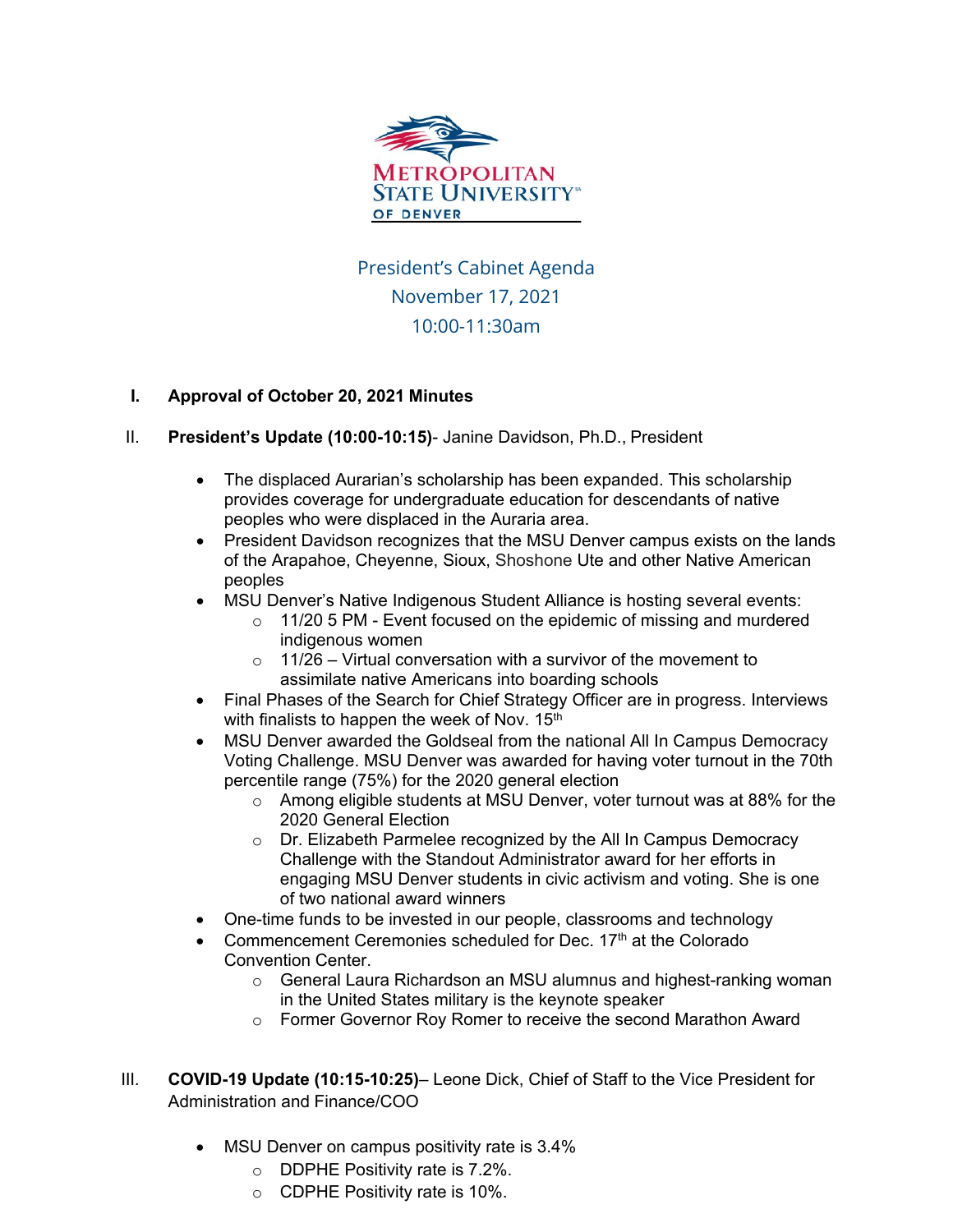METROPOLITAN STATE UNIVERSITY OF DENVER

President's Cabinet Agenda
November 17, 2021
10:00-11:30am

I. **Approval of October 20, 2021 Minutes**

II. **President's Update (10:00-10:15)**- Janine Davidson, Ph.D., President

- The displaced Aurarian's scholarship has been expanded. This scholarship provides coverage for undergraduate education for descendants of native peoples who were displaced in the Auraria area.
- President Davidson recognizes that the MSU Denver campus exists on the lands of the Arapahoe, Cheyenne, Sioux, Shoshone Ute and other Native American peoples
- MSU Denver's Native Indigenous Student Alliance is hosting several events:
  - 11/20 5 PM - Event focused on the epidemic of missing and murdered indigenous women
  - 11/26 – Virtual conversation with a survivor of the movement to assimilate native Americans into boarding schools
- Final Phases of the Search for Chief Strategy Officer are in progress. Interviews with finalists to happen the week of Nov. 15th
- MSU Denver awarded the Goldseal from the national All In Campus Democracy Voting Challenge. MSU Denver was awarded for having voter turnout in the 70th percentile range (75%) for the 2020 general election
  - Among eligible students at MSU Denver, voter turnout was at 88% for the 2020 General Election
  - Dr. Elizabeth Parmelee recognized by the All In Campus Democracy Challenge with the Standout Administrator award for her efforts in engaging MSU Denver students in civic activism and voting. She is one of two national award winners
- One-time funds to be invested in our people, classrooms and technology
- Commencement Ceremonies scheduled for Dec. 17th at the Colorado Convention Center.
  - General Laura Richardson an MSU alumnus and highest-ranking woman in the United States military is the keynote speaker
  - Former Governor Roy Romer to receive the second Marathon Award

III. **COVID-19 Update (10:15-10:25)**– Leone Dick, Chief of Staff to the Vice President for Administration and Finance/COO

- MSU Denver on campus positivity rate is 3.4%
  - DDPHE Positivity rate is 7.2%.
  - CDPHE Positivity rate is 10%.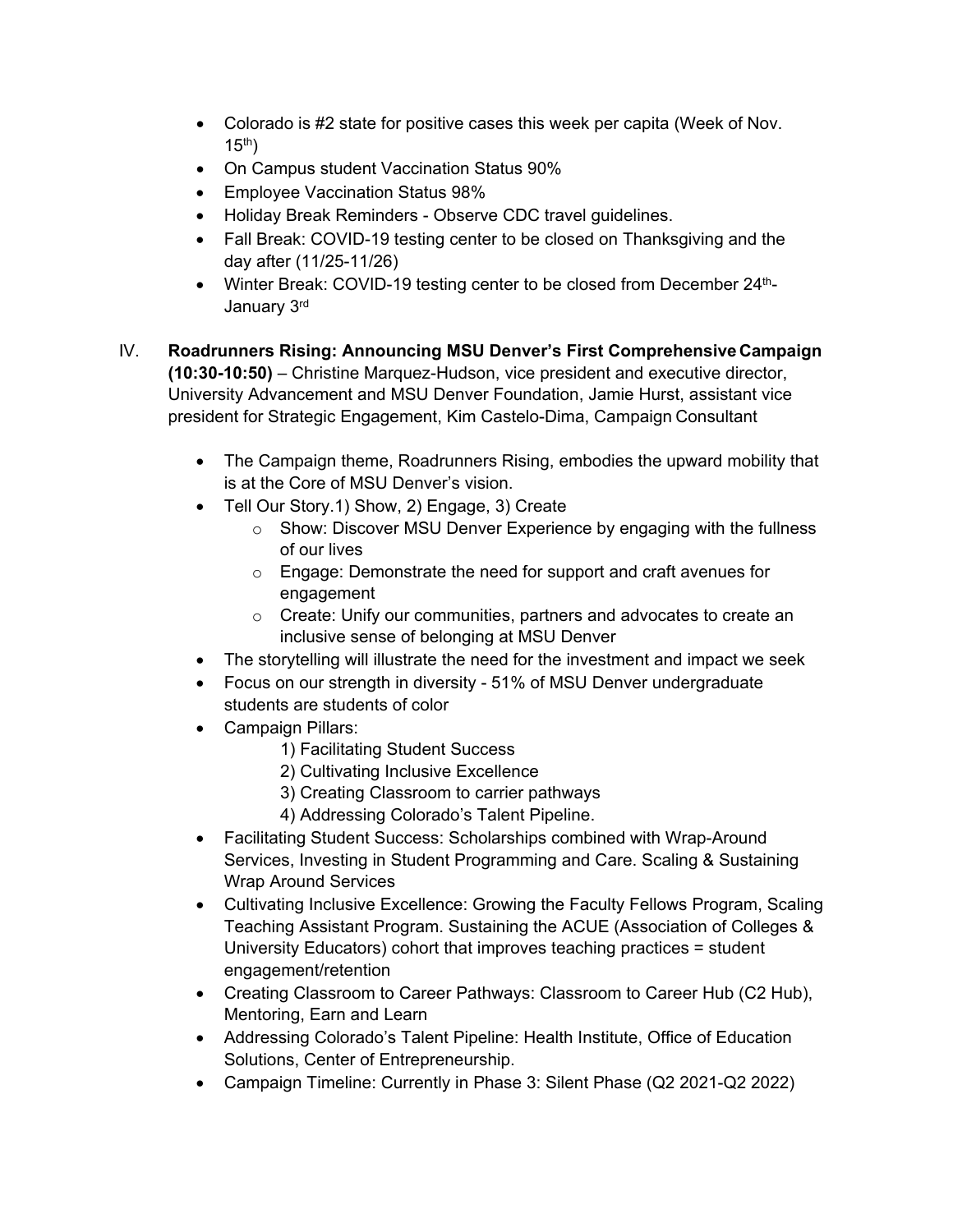- Colorado is #2 state for positive cases this week per capita (Week of Nov. 15th)
- On Campus student Vaccination Status 90%
- Employee Vaccination Status 98%
- Holiday Break Reminders - Observe CDC travel guidelines.
- Fall Break: COVID-19 testing center to be closed on Thanksgiving and the day after (11/25-11/26)
- Winter Break: COVID-19 testing center to be closed from December 24th-January 3rd

IV. **Roadrunners Rising: Announcing MSU Denver's First Comprehensive Campaign (10:30-10:50)** – Christine Marquez-Hudson, vice president and executive director, University Advancement and MSU Denver Foundation, Jamie Hurst, assistant vice president for Strategic Engagement, Kim Castelo-Dima, Campaign Consultant

- The Campaign theme, Roadrunners Rising, embodies the upward mobility that is at the Core of MSU Denver's vision.
- Tell Our Story.1) Show, 2) Engage, 3) Create
  - Show: Discover MSU Denver Experience by engaging with the fullness of our lives
  - Engage: Demonstrate the need for support and craft avenues for engagement
  - Create: Unify our communities, partners and advocates to create an inclusive sense of belonging at MSU Denver
- The storytelling will illustrate the need for the investment and impact we seek
- Focus on our strength in diversity - 51% of MSU Denver undergraduate students are students of color
- Campaign Pillars:
  1) Facilitating Student Success
  2) Cultivating Inclusive Excellence
  3) Creating Classroom to carrier pathways
  4) Addressing Colorado's Talent Pipeline.
- Facilitating Student Success: Scholarships combined with Wrap-Around Services, Investing in Student Programming and Care. Scaling & Sustaining Wrap Around Services
- Cultivating Inclusive Excellence: Growing the Faculty Fellows Program, Scaling Teaching Assistant Program. Sustaining the ACUE (Association of Colleges & University Educators) cohort that improves teaching practices = student engagement/retention
- Creating Classroom to Career Pathways: Classroom to Career Hub (C2 Hub), Mentoring, Earn and Learn
- Addressing Colorado's Talent Pipeline: Health Institute, Office of Education Solutions, Center of Entrepreneurship.
- Campaign Timeline: Currently in Phase 3: Silent Phase (Q2 2021-Q2 2022)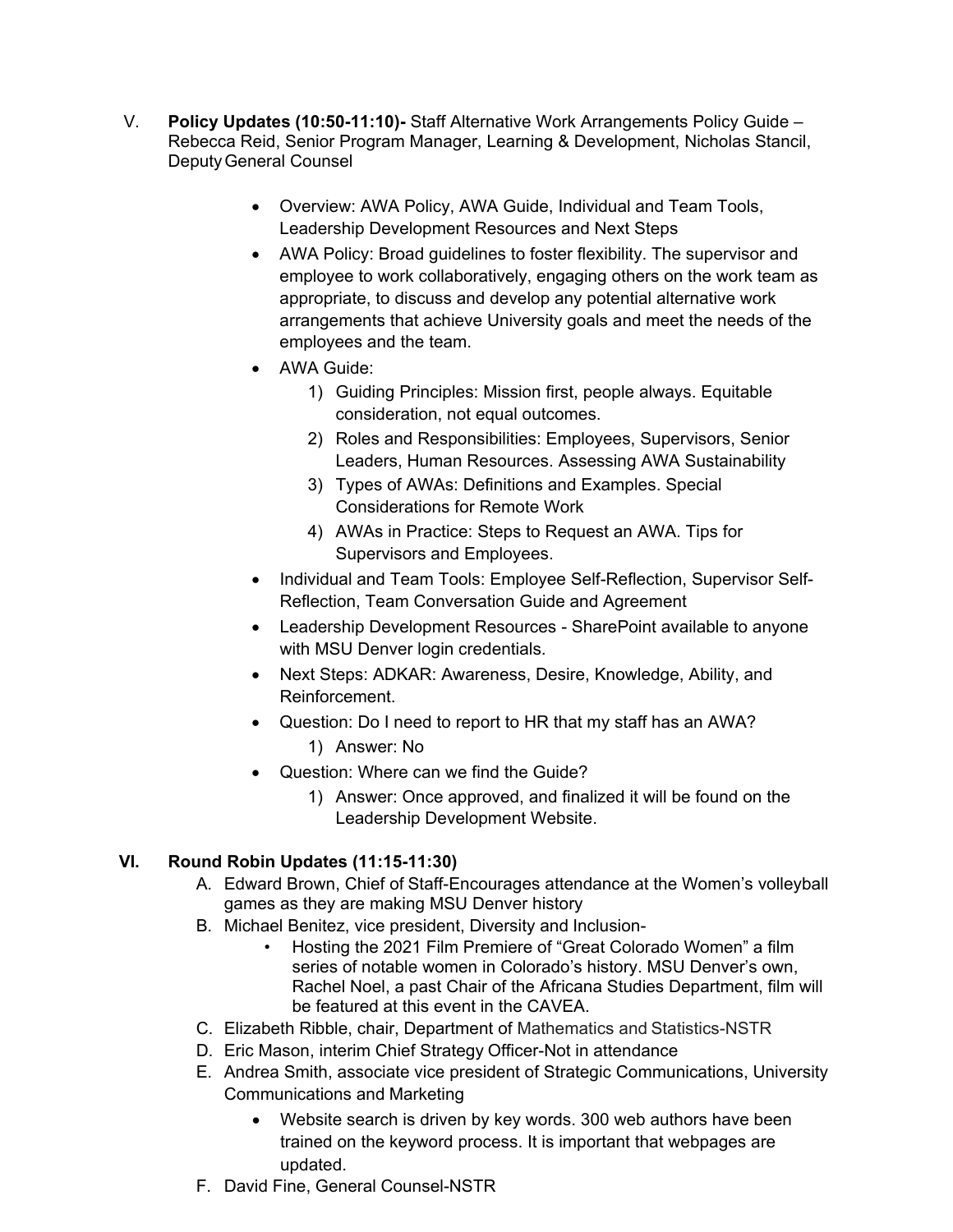V. **Policy Updates (10:50-11:10)-** Staff Alternative Work Arrangements Policy Guide – Rebecca Reid, Senior Program Manager, Learning & Development, Nicholas Stancil, Deputy General Counsel

- Overview: AWA Policy, AWA Guide, Individual and Team Tools, Leadership Development Resources and Next Steps
- AWA Policy: Broad guidelines to foster flexibility. The supervisor and employee to work collaboratively, engaging others on the work team as appropriate, to discuss and develop any potential alternative work arrangements that achieve University goals and meet the needs of the employees and the team.
- AWA Guide:
  1) Guiding Principles: Mission first, people always. Equitable consideration, not equal outcomes.
  2) Roles and Responsibilities: Employees, Supervisors, Senior Leaders, Human Resources. Assessing AWA Sustainability
  3) Types of AWAs: Definitions and Examples. Special Considerations for Remote Work
  4) AWAs in Practice: Steps to Request an AWA. Tips for Supervisors and Employees.
- Individual and Team Tools: Employee Self-Reflection, Supervisor Self-Reflection, Team Conversation Guide and Agreement
- Leadership Development Resources - SharePoint available to anyone with MSU Denver login credentials.
- Next Steps: ADKAR: Awareness, Desire, Knowledge, Ability, and Reinforcement.
- Question: Do I need to report to HR that my staff has an AWA?
  1) Answer: No
- Question: Where can we find the Guide?
  1) Answer: Once approved, and finalized it will be found on the Leadership Development Website.

## VI. Round Robin Updates (11:15-11:30)

A. Edward Brown, Chief of Staff-Encourages attendance at the Women's volleyball games as they are making MSU Denver history

B. Michael Benitez, vice president, Diversity and Inclusion-
   - Hosting the 2021 Film Premiere of "Great Colorado Women" a film series of notable women in Colorado's history. MSU Denver's own, Rachel Noel, a past Chair of the Africana Studies Department, film will be featured at this event in the CAVEA.

C. Elizabeth Ribble, chair, Department of Mathematics and Statistics-NSTR

D. Eric Mason, interim Chief Strategy Officer-Not in attendance

E. Andrea Smith, associate vice president of Strategic Communications, University Communications and Marketing
   - Website search is driven by key words. 300 web authors have been trained on the keyword process. It is important that webpages are updated.

F. David Fine, General Counsel-NSTR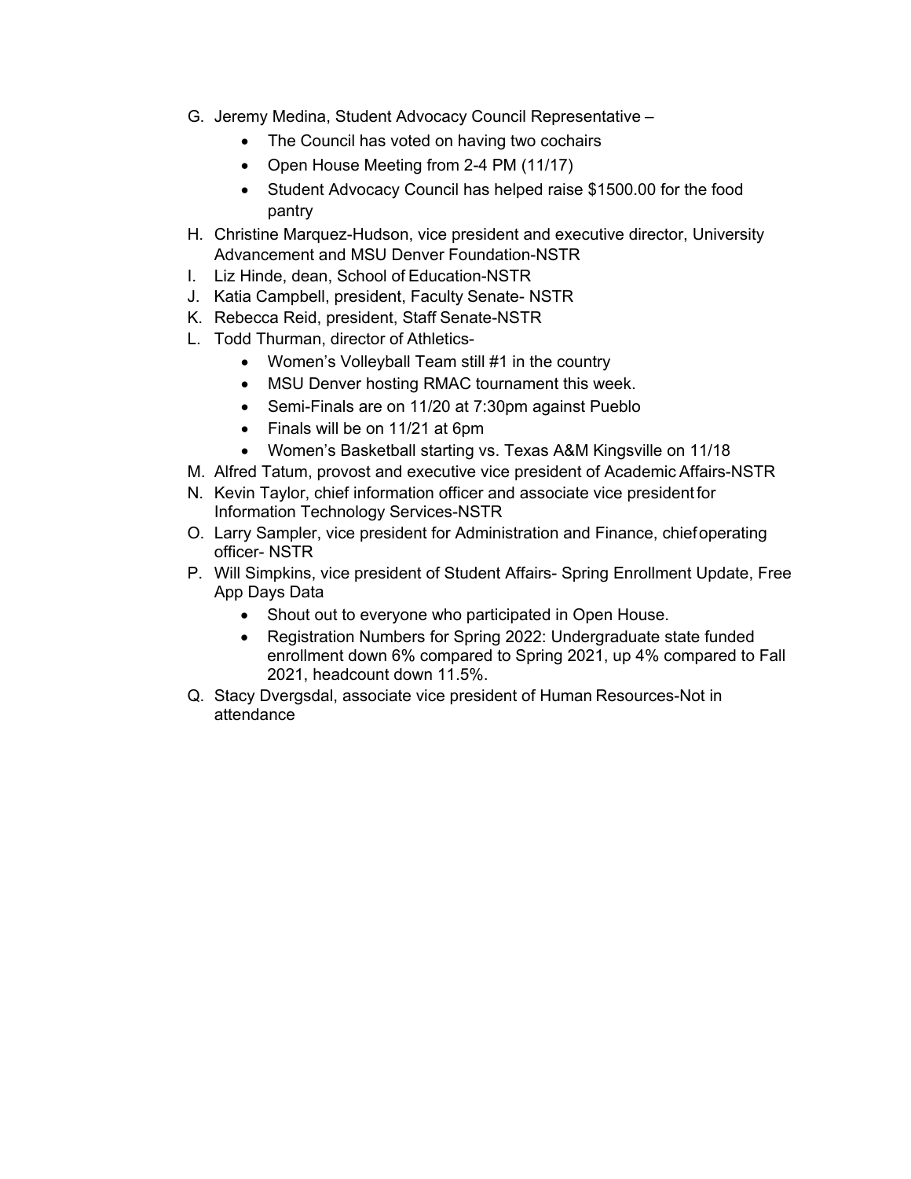G. Jeremy Medina, Student Advocacy Council Representative –
    - The Council has voted on having two cochairs
    - Open House Meeting from 2-4 PM (11/17)
    - Student Advocacy Council has helped raise $1500.00 for the food pantry
H. Christine Marquez-Hudson, vice president and executive director, University Advancement and MSU Denver Foundation-NSTR
I. Liz Hinde, dean, School of Education-NSTR
J. Katia Campbell, president, Faculty Senate- NSTR
K. Rebecca Reid, president, Staff Senate-NSTR
L. Todd Thurman, director of Athletics-
    - Women's Volleyball Team still #1 in the country
    - MSU Denver hosting RMAC tournament this week.
    - Semi-Finals are on 11/20 at 7:30pm against Pueblo
    - Finals will be on 11/21 at 6pm
    - Women's Basketball starting vs. Texas A&M Kingsville on 11/18
M. Alfred Tatum, provost and executive vice president of Academic Affairs-NSTR
N. Kevin Taylor, chief information officer and associate vice president for Information Technology Services-NSTR
O. Larry Sampler, vice president for Administration and Finance, chief operating officer- NSTR
P. Will Simpkins, vice president of Student Affairs- Spring Enrollment Update, Free App Days Data
    - Shout out to everyone who participated in Open House.
    - Registration Numbers for Spring 2022: Undergraduate state funded enrollment down 6% compared to Spring 2021, up 4% compared to Fall 2021, headcount down 11.5%.
Q. Stacy Dvergsdal, associate vice president of Human Resources-Not in attendance